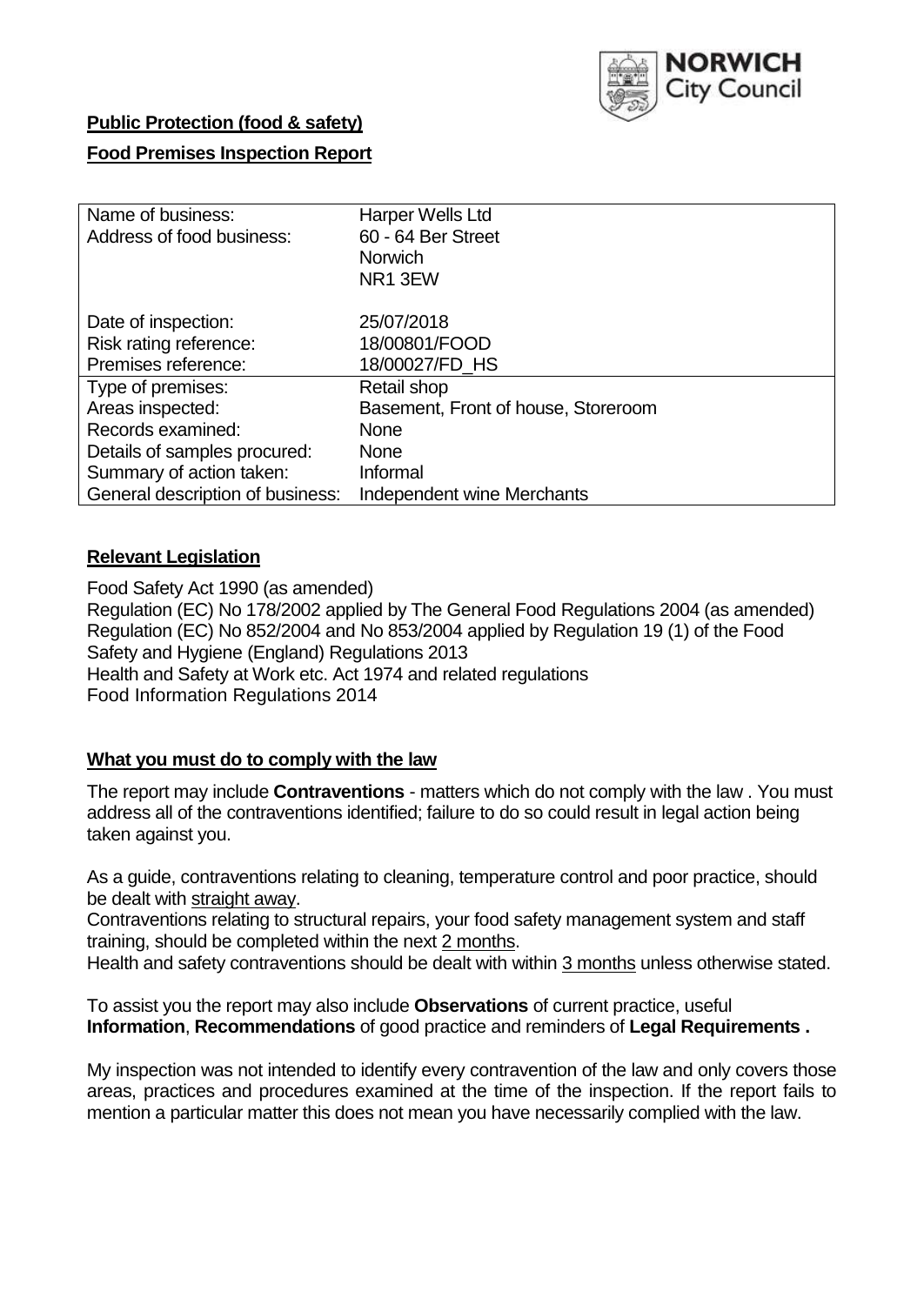NORWICH City Council

**Public Protection (food & safety)**

**Food Premises Inspection Report**

| | |
|---|---|
| Name of business: | Harper Wells Ltd |
| Address of food business: | 60 - 64 Ber Street<br>Norwich<br>NR1 3EW |
| Date of inspection: | 25/07/2018 |
| Risk rating reference: | 18/00801/FOOD |
| Premises reference: | 18/00027/FD_HS |
| Type of premises: | Retail shop |
| Areas inspected: | Basement, Front of house, Storeroom |
| Records examined: | None |
| Details of samples procured: | None |
| Summary of action taken: | Informal |
| General description of business: | Independent wine Merchants |

## Relevant Legislation

Food Safety Act 1990 (as amended)
Regulation (EC) No 178/2002 applied by The General Food Regulations 2004 (as amended)
Regulation (EC) No 852/2004 and No 853/2004 applied by Regulation 19 (1) of the Food Safety and Hygiene (England) Regulations 2013
Health and Safety at Work etc. Act 1974 and related regulations
Food Information Regulations 2014

## What you must do to comply with the law

The report may include **Contraventions** - matters which do not comply with the law . You must address all of the contraventions identified; failure to do so could result in legal action being taken against you.

As a guide, contraventions relating to cleaning, temperature control and poor practice, should be dealt with straight away.
Contraventions relating to structural repairs, your food safety management system and staff training, should be completed within the next 2 months.
Health and safety contraventions should be dealt with within 3 months unless otherwise stated.

To assist you the report may also include **Observations** of current practice, useful **Information**, **Recommendations** of good practice and reminders of **Legal Requirements .**

My inspection was not intended to identify every contravention of the law and only covers those areas, practices and procedures examined at the time of the inspection. If the report fails to mention a particular matter this does not mean you have necessarily complied with the law.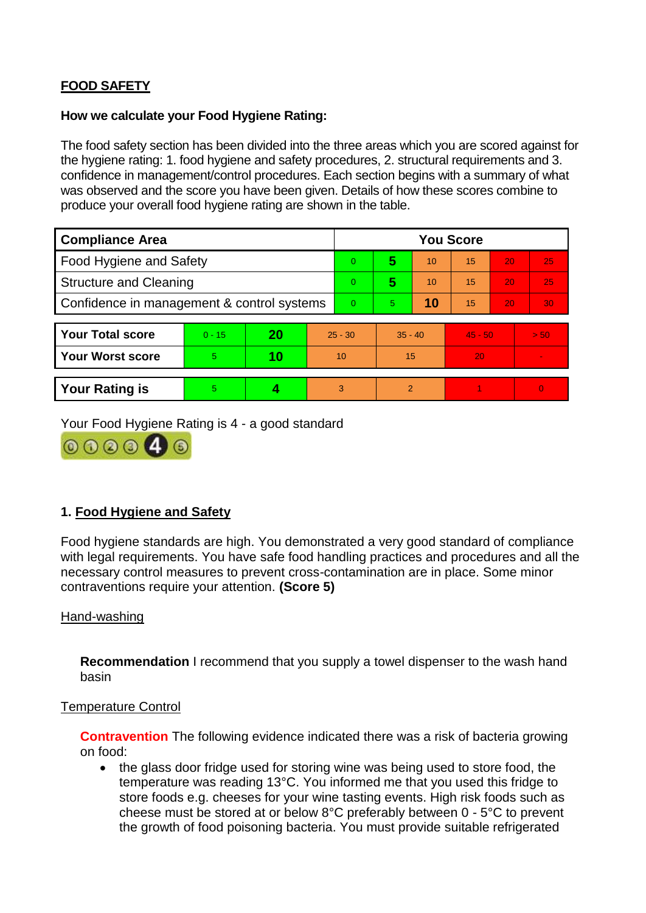**FOOD SAFETY**

**How we calculate your Food Hygiene Rating:**

The food safety section has been divided into the three areas which you are scored against for the hygiene rating: 1. food hygiene and safety procedures, 2. structural requirements and 3. confidence in management/control procedures. Each section begins with a summary of what was observed and the score you have been given. Details of how these scores combine to produce your overall food hygiene rating are shown in the table.

| Compliance Area | You Score | | | | | |
|---|---|---|---|---|---|---|
| Food Hygiene and Safety | 0 | **5** | 10 | 15 | 20 | 25 |
| Structure and Cleaning | 0 | **5** | 10 | 15 | 20 | 25 |
| Confidence in management & control systems | 0 | 5 | **10** | 15 | 20 | 30 |

| | | | | | | |
|---|---|---|---|---|---|---|
| **Your Total score** | 0 - 15 | **20** | 25 - 30 | 35 - 40 | 45 - 50 | > 50 |
| **Your Worst score** | 5 | **10** | 10 | 15 | 20 | - |
| **Your Rating is** | 5 | **4** | 3 | 2 | 1 | 0 |

Your Food Hygiene Rating is 4 - a good standard

## 1. Food Hygiene and Safety

Food hygiene standards are high. You demonstrated a very good standard of compliance with legal requirements. You have safe food handling practices and procedures and all the necessary control measures to prevent cross-contamination are in place. Some minor contraventions require your attention. **(Score 5)**

Hand-washing

**Recommendation** I recommend that you supply a towel dispenser to the wash hand basin

Temperature Control

**Contravention** The following evidence indicated there was a risk of bacteria growing on food:

- the glass door fridge used for storing wine was being used to store food, the temperature was reading 13°C. You informed me that you used this fridge to store foods e.g. cheeses for your wine tasting events. High risk foods such as cheese must be stored at or below 8°C preferably between 0 - 5°C to prevent the growth of food poisoning bacteria. You must provide suitable refrigerated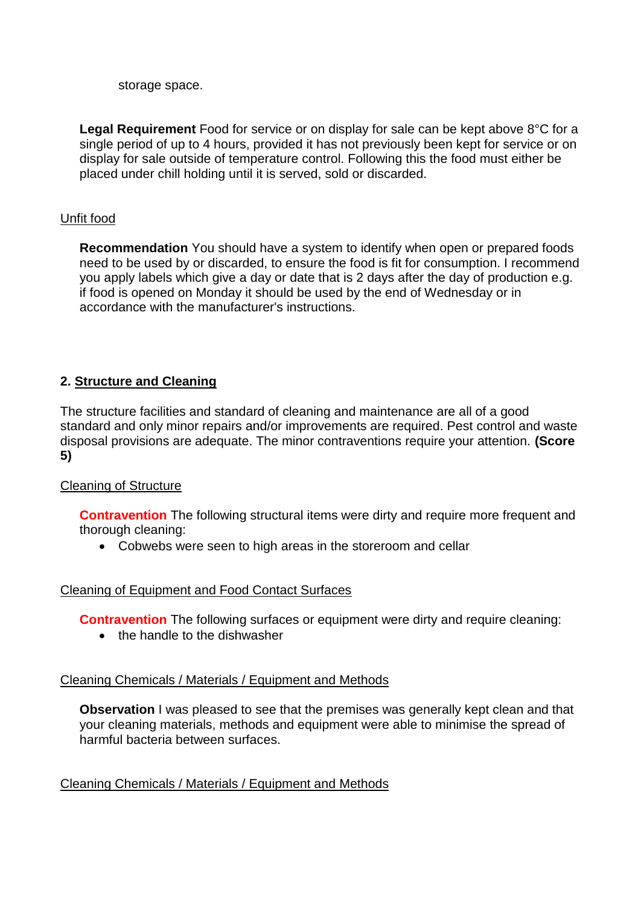storage space.

**Legal Requirement** Food for service or on display for sale can be kept above 8°C for a single period of up to 4 hours, provided it has not previously been kept for service or on display for sale outside of temperature control. Following this the food must either be placed under chill holding until it is served, sold or discarded.

Unfit food

**Recommendation** You should have a system to identify when open or prepared foods need to be used by or discarded, to ensure the food is fit for consumption. I recommend you apply labels which give a day or date that is 2 days after the day of production e.g. if food is opened on Monday it should be used by the end of Wednesday or in accordance with the manufacturer's instructions.

## 2. Structure and Cleaning

The structure facilities and standard of cleaning and maintenance are all of a good standard and only minor repairs and/or improvements are required. Pest control and waste disposal provisions are adequate. The minor contraventions require your attention. **(Score 5)**

Cleaning of Structure

**Contravention** The following structural items were dirty and require more frequent and thorough cleaning:

- Cobwebs were seen to high areas in the storeroom and cellar

Cleaning of Equipment and Food Contact Surfaces

**Contravention** The following surfaces or equipment were dirty and require cleaning:

- the handle to the dishwasher

Cleaning Chemicals / Materials / Equipment and Methods

**Observation** I was pleased to see that the premises was generally kept clean and that your cleaning materials, methods and equipment were able to minimise the spread of harmful bacteria between surfaces.

Cleaning Chemicals / Materials / Equipment and Methods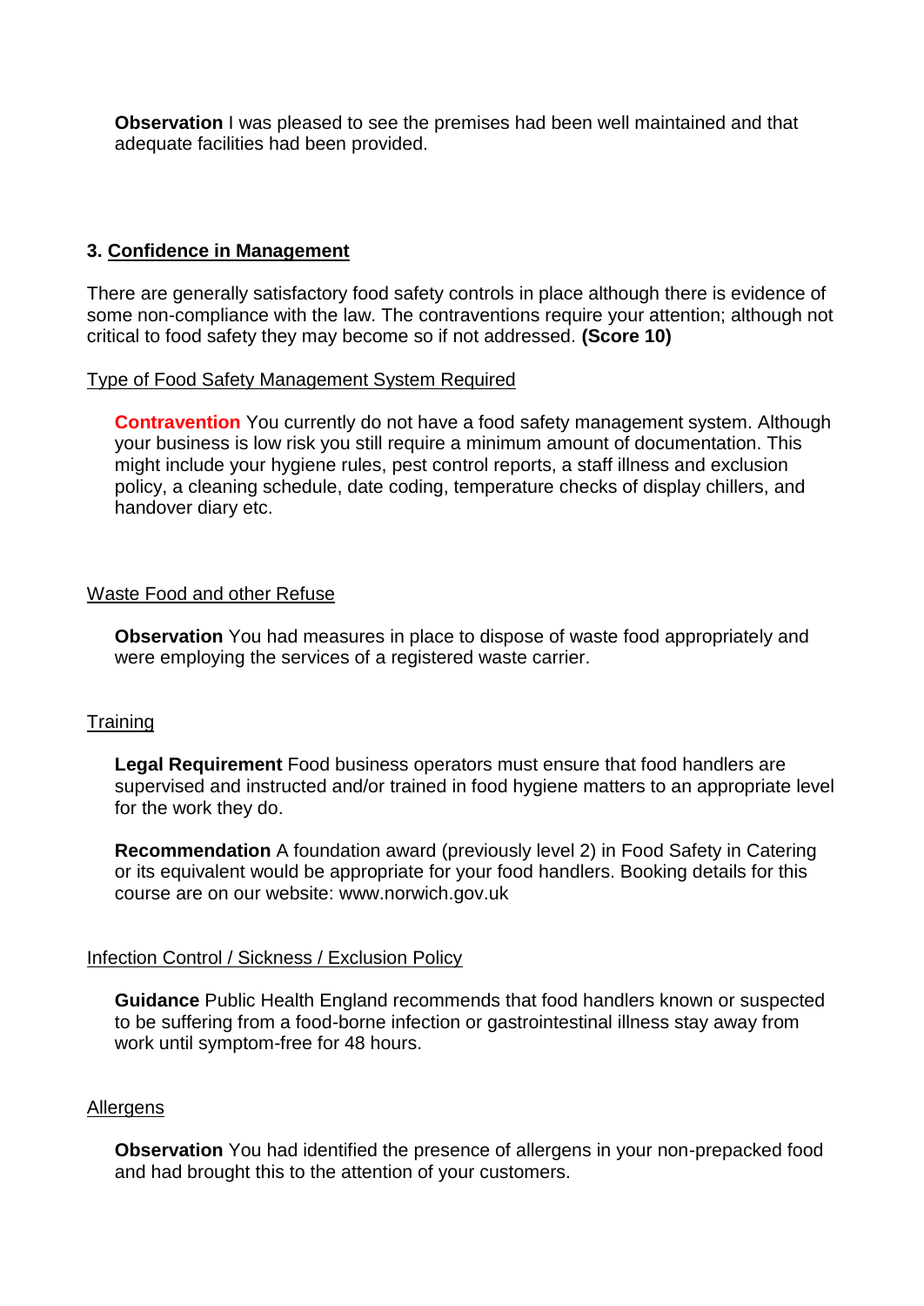**Observation** I was pleased to see the premises had been well maintained and that adequate facilities had been provided.

### 3. Confidence in Management

There are generally satisfactory food safety controls in place although there is evidence of some non-compliance with the law. The contraventions require your attention; although not critical to food safety they may become so if not addressed. **(Score 10)**

Type of Food Safety Management System Required

**Contravention** You currently do not have a food safety management system. Although your business is low risk you still require a minimum amount of documentation. This might include your hygiene rules, pest control reports, a staff illness and exclusion policy, a cleaning schedule, date coding, temperature checks of display chillers, and handover diary etc.

Waste Food and other Refuse

**Observation** You had measures in place to dispose of waste food appropriately and were employing the services of a registered waste carrier.

Training

**Legal Requirement** Food business operators must ensure that food handlers are supervised and instructed and/or trained in food hygiene matters to an appropriate level for the work they do.

**Recommendation** A foundation award (previously level 2) in Food Safety in Catering or its equivalent would be appropriate for your food handlers. Booking details for this course are on our website: www.norwich.gov.uk

Infection Control / Sickness / Exclusion Policy

**Guidance** Public Health England recommends that food handlers known or suspected to be suffering from a food-borne infection or gastrointestinal illness stay away from work until symptom-free for 48 hours.

Allergens

**Observation** You had identified the presence of allergens in your non-prepacked food and had brought this to the attention of your customers.